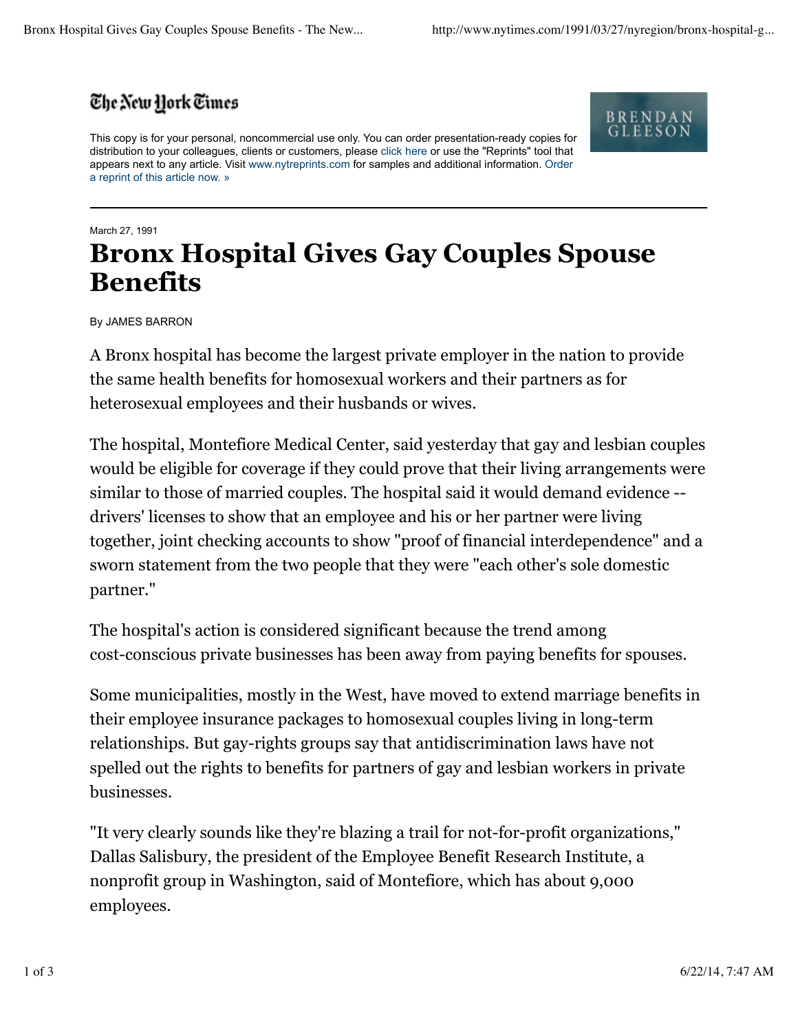The New York Times

This copy is for your personal, noncommercial use only. You can order presentation-ready copies for distribution to your colleagues, clients or customers, please click here or use the "Reprints" tool that appears next to any article. Visit www.nytreprints.com for samples and additional information. Order a reprint of this article now. »

BRENDAN GLEESON

---

March 27, 1991

# Bronx Hospital Gives Gay Couples Spouse Benefits

By JAMES BARRON

A Bronx hospital has become the largest private employer in the nation to provide the same health benefits for homosexual workers and their partners as for heterosexual employees and their husbands or wives.

The hospital, Montefiore Medical Center, said yesterday that gay and lesbian couples would be eligible for coverage if they could prove that their living arrangements were similar to those of married couples. The hospital said it would demand evidence -- drivers' licenses to show that an employee and his or her partner were living together, joint checking accounts to show "proof of financial interdependence" and a sworn statement from the two people that they were "each other's sole domestic partner."

The hospital's action is considered significant because the trend among cost-conscious private businesses has been away from paying benefits for spouses.

Some municipalities, mostly in the West, have moved to extend marriage benefits in their employee insurance packages to homosexual couples living in long-term relationships. But gay-rights groups say that antidiscrimination laws have not spelled out the rights to benefits for partners of gay and lesbian workers in private businesses.

"It very clearly sounds like they're blazing a trail for not-for-profit organizations," Dallas Salisbury, the president of the Employee Benefit Research Institute, a nonprofit group in Washington, said of Montefiore, which has about 9,000 employees.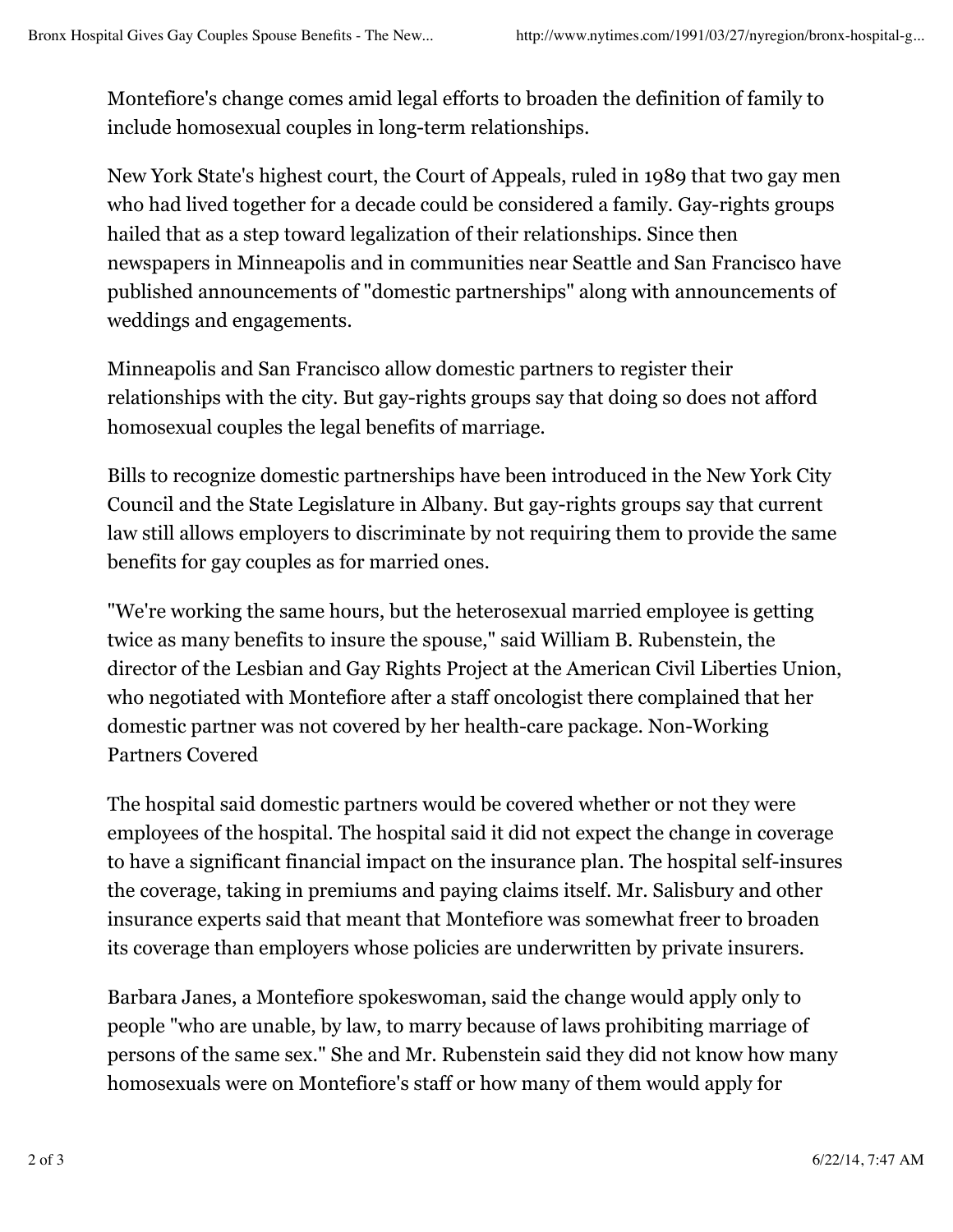Montefiore's change comes amid legal efforts to broaden the definition of family to include homosexual couples in long-term relationships.

New York State's highest court, the Court of Appeals, ruled in 1989 that two gay men who had lived together for a decade could be considered a family. Gay-rights groups hailed that as a step toward legalization of their relationships. Since then newspapers in Minneapolis and in communities near Seattle and San Francisco have published announcements of "domestic partnerships" along with announcements of weddings and engagements.

Minneapolis and San Francisco allow domestic partners to register their relationships with the city. But gay-rights groups say that doing so does not afford homosexual couples the legal benefits of marriage.

Bills to recognize domestic partnerships have been introduced in the New York City Council and the State Legislature in Albany. But gay-rights groups say that current law still allows employers to discriminate by not requiring them to provide the same benefits for gay couples as for married ones.

"We're working the same hours, but the heterosexual married employee is getting twice as many benefits to insure the spouse," said William B. Rubenstein, the director of the Lesbian and Gay Rights Project at the American Civil Liberties Union, who negotiated with Montefiore after a staff oncologist there complained that her domestic partner was not covered by her health-care package. Non-Working Partners Covered

The hospital said domestic partners would be covered whether or not they were employees of the hospital. The hospital said it did not expect the change in coverage to have a significant financial impact on the insurance plan. The hospital self-insures the coverage, taking in premiums and paying claims itself. Mr. Salisbury and other insurance experts said that meant that Montefiore was somewhat freer to broaden its coverage than employers whose policies are underwritten by private insurers.

Barbara Janes, a Montefiore spokeswoman, said the change would apply only to people "who are unable, by law, to marry because of laws prohibiting marriage of persons of the same sex." She and Mr. Rubenstein said they did not know how many homosexuals were on Montefiore's staff or how many of them would apply for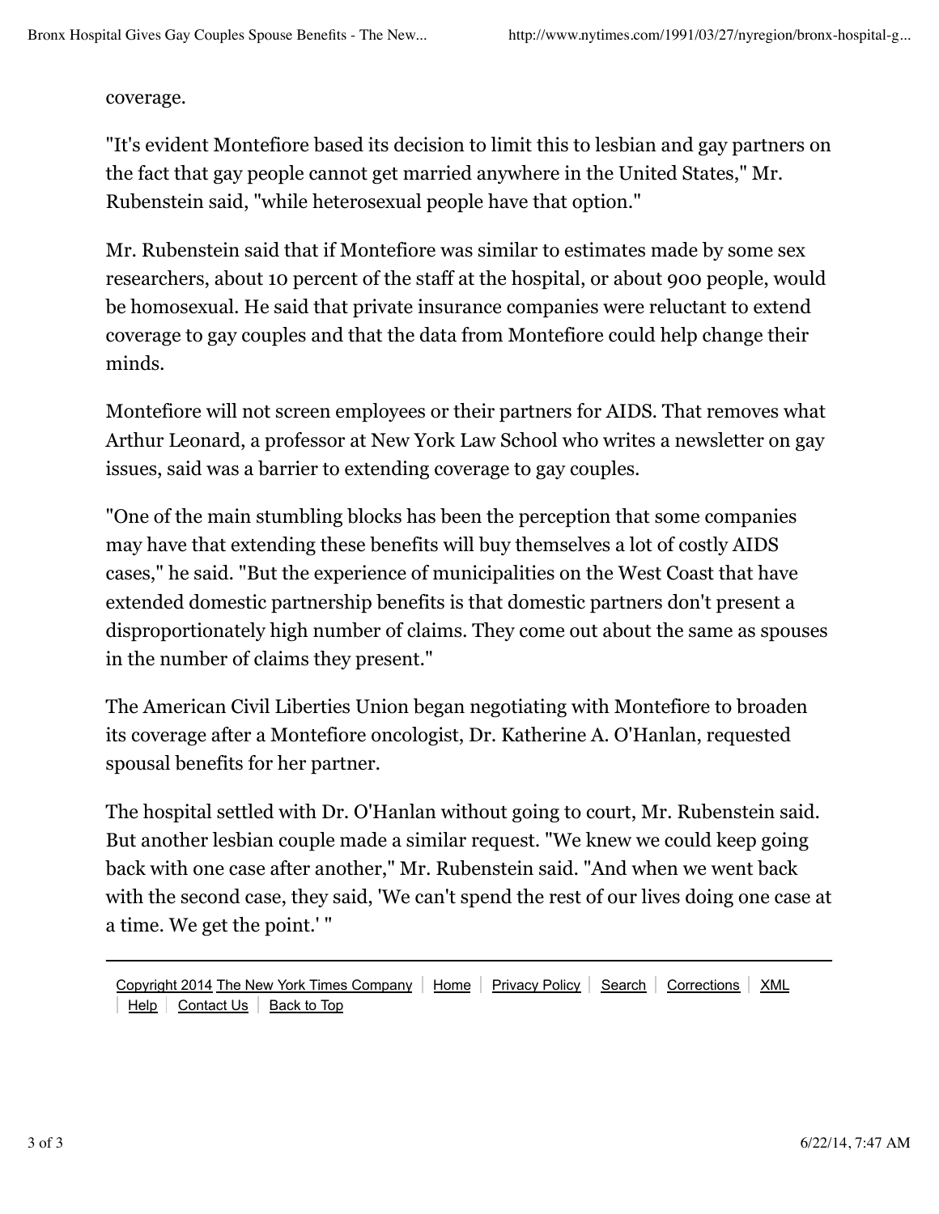coverage.

"It's evident Montefiore based its decision to limit this to lesbian and gay partners on the fact that gay people cannot get married anywhere in the United States," Mr. Rubenstein said, "while heterosexual people have that option."

Mr. Rubenstein said that if Montefiore was similar to estimates made by some sex researchers, about 10 percent of the staff at the hospital, or about 900 people, would be homosexual. He said that private insurance companies were reluctant to extend coverage to gay couples and that the data from Montefiore could help change their minds.

Montefiore will not screen employees or their partners for AIDS. That removes what Arthur Leonard, a professor at New York Law School who writes a newsletter on gay issues, said was a barrier to extending coverage to gay couples.

"One of the main stumbling blocks has been the perception that some companies may have that extending these benefits will buy themselves a lot of costly AIDS cases," he said. "But the experience of municipalities on the West Coast that have extended domestic partnership benefits is that domestic partners don't present a disproportionately high number of claims. They come out about the same as spouses in the number of claims they present."

The American Civil Liberties Union began negotiating with Montefiore to broaden its coverage after a Montefiore oncologist, Dr. Katherine A. O'Hanlan, requested spousal benefits for her partner.

The hospital settled with Dr. O'Hanlan without going to court, Mr. Rubenstein said. But another lesbian couple made a similar request. "We knew we could keep going back with one case after another," Mr. Rubenstein said. "And when we went back with the second case, they said, 'We can't spend the rest of our lives doing one case at a time. We get the point.' "

Copyright 2014 The New York Times Company | Home | Privacy Policy | Search | Corrections | XML | Help | Contact Us | Back to Top